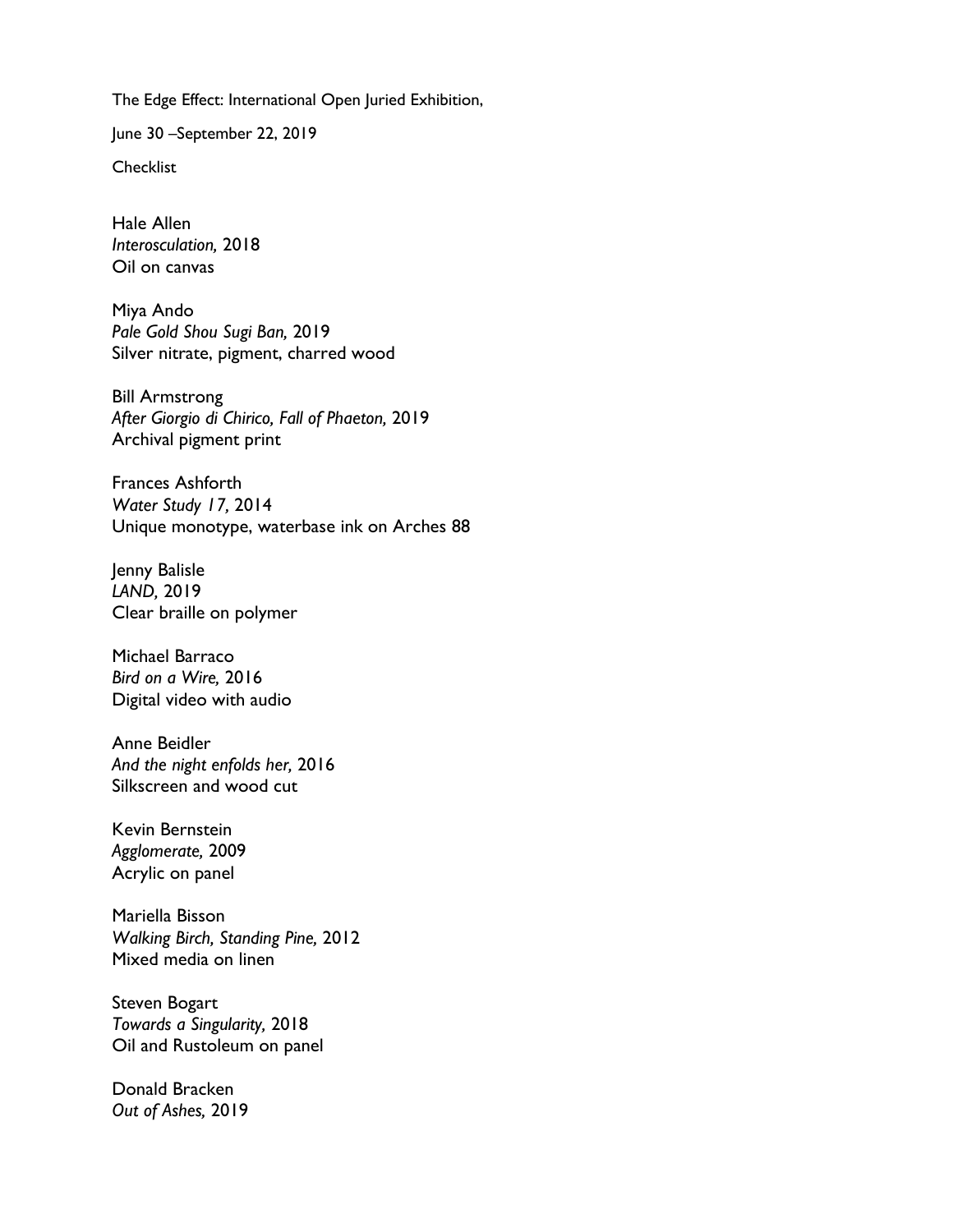The Edge Effect: International Open Juried Exhibition,

June 30 –September 22, 2019

Checklist

Hale Allen
*Interosculation,* 2018
Oil on canvas

Miya Ando
*Pale Gold Shou Sugi Ban,* 2019
Silver nitrate, pigment, charred wood

Bill Armstrong
*After Giorgio di Chirico, Fall of Phaeton,* 2019
Archival pigment print

Frances Ashforth
*Water Study 17,* 2014
Unique monotype, waterbase ink on Arches 88

Jenny Balisle
*LAND,* 2019
Clear braille on polymer

Michael Barraco
*Bird on a Wire,* 2016
Digital video with audio

Anne Beidler
*And the night enfolds her,* 2016
Silkscreen and wood cut

Kevin Bernstein
*Agglomerate,* 2009
Acrylic on panel

Mariella Bisson
*Walking Birch, Standing Pine,* 2012
Mixed media on linen

Steven Bogart
*Towards a Singularity,* 2018
Oil and Rustoleum on panel

Donald Bracken
*Out of Ashes,* 2019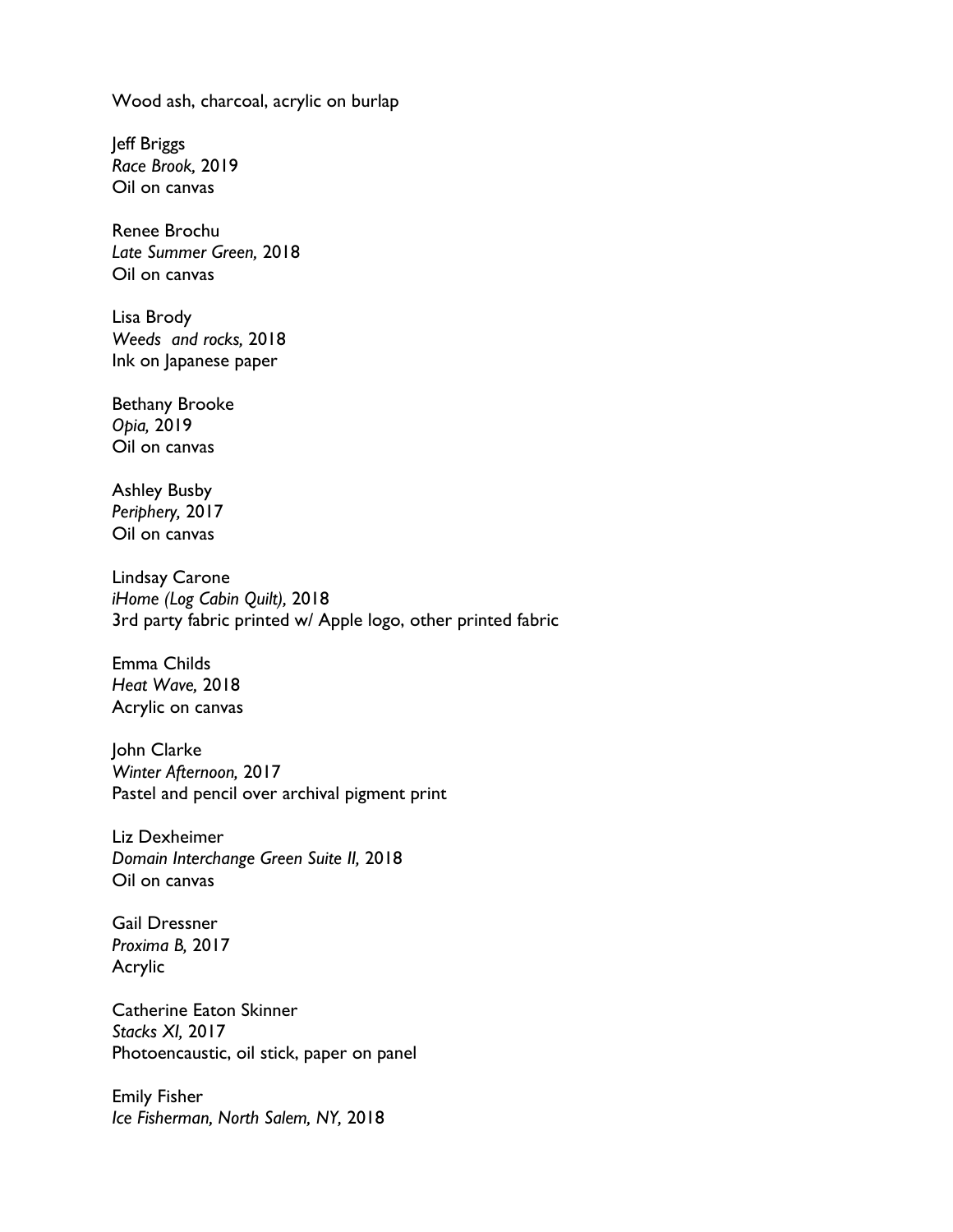Wood ash, charcoal, acrylic on burlap

Jeff Briggs
*Race Brook,* 2019
Oil on canvas

Renee Brochu
*Late Summer Green,* 2018
Oil on canvas

Lisa Brody
*Weeds and rocks,* 2018
Ink on Japanese paper

Bethany Brooke
*Opia,* 2019
Oil on canvas

Ashley Busby
*Periphery,* 2017
Oil on canvas

Lindsay Carone
*iHome (Log Cabin Quilt),* 2018
3rd party fabric printed w/ Apple logo, other printed fabric

Emma Childs
*Heat Wave,* 2018
Acrylic on canvas

John Clarke
*Winter Afternoon,* 2017
Pastel and pencil over archival pigment print

Liz Dexheimer
*Domain Interchange Green Suite II,* 2018
Oil on canvas

Gail Dressner
*Proxima B,* 2017
Acrylic

Catherine Eaton Skinner
*Stacks XI,* 2017
Photoencaustic, oil stick, paper on panel

Emily Fisher
*Ice Fisherman, North Salem, NY,* 2018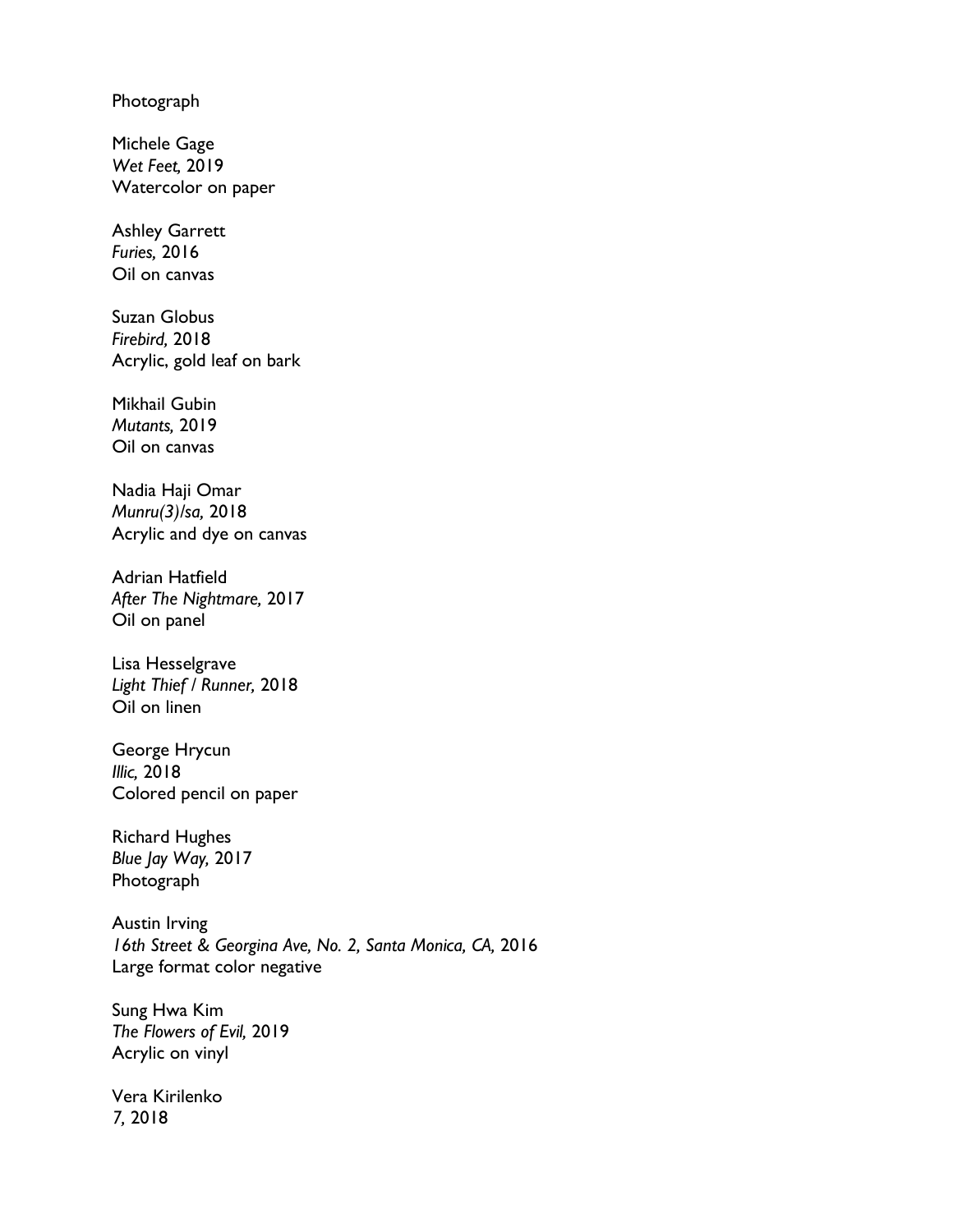Photograph

Michele Gage
*Wet Feet,* 2019
Watercolor on paper

Ashley Garrett
*Furies,* 2016
Oil on canvas

Suzan Globus
*Firebird,* 2018
Acrylic, gold leaf on bark

Mikhail Gubin
*Mutants,* 2019
Oil on canvas

Nadia Haji Omar
*Munru(3)/sa,* 2018
Acrylic and dye on canvas

Adrian Hatfield
*After The Nightmare,* 2017
Oil on panel

Lisa Hesselgrave
*Light Thief / Runner,* 2018
Oil on linen

George Hrycun
*Illic,* 2018
Colored pencil on paper

Richard Hughes
*Blue Jay Way,* 2017
Photograph

Austin Irving
*16th Street & Georgina Ave, No. 2, Santa Monica, CA,* 2016
Large format color negative

Sung Hwa Kim
*The Flowers of Evil,* 2019
Acrylic on vinyl

Vera Kirilenko
*7,* 2018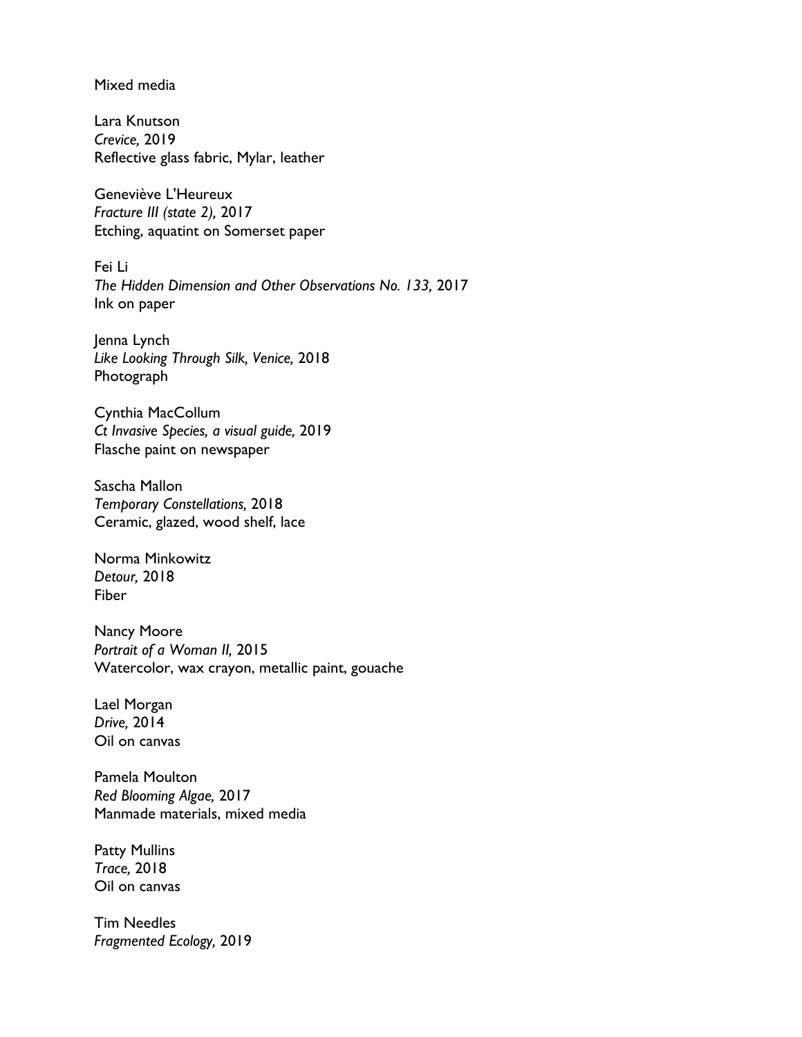Mixed media

Lara Knutson  
*Crevice,* 2019  
Reflective glass fabric, Mylar, leather

Geneviève L'Heureux  
*Fracture III (state 2),* 2017  
Etching, aquatint on Somerset paper

Fei Li  
*The Hidden Dimension and Other Observations No. 133,* 2017  
Ink on paper

Jenna Lynch  
*Like Looking Through Silk, Venice,* 2018  
Photograph

Cynthia MacCollum  
*Ct Invasive Species, a visual guide,* 2019  
Flasche paint on newspaper

Sascha Mallon  
*Temporary Constellations,* 2018  
Ceramic, glazed, wood shelf, lace

Norma Minkowitz  
*Detour,* 2018  
Fiber

Nancy Moore  
*Portrait of a Woman II,* 2015  
Watercolor, wax crayon, metallic paint, gouache

Lael Morgan  
*Drive,* 2014  
Oil on canvas

Pamela Moulton  
*Red Blooming Algae,* 2017  
Manmade materials, mixed media

Patty Mullins  
*Trace,* 2018  
Oil on canvas

Tim Needles  
*Fragmented Ecology,* 2019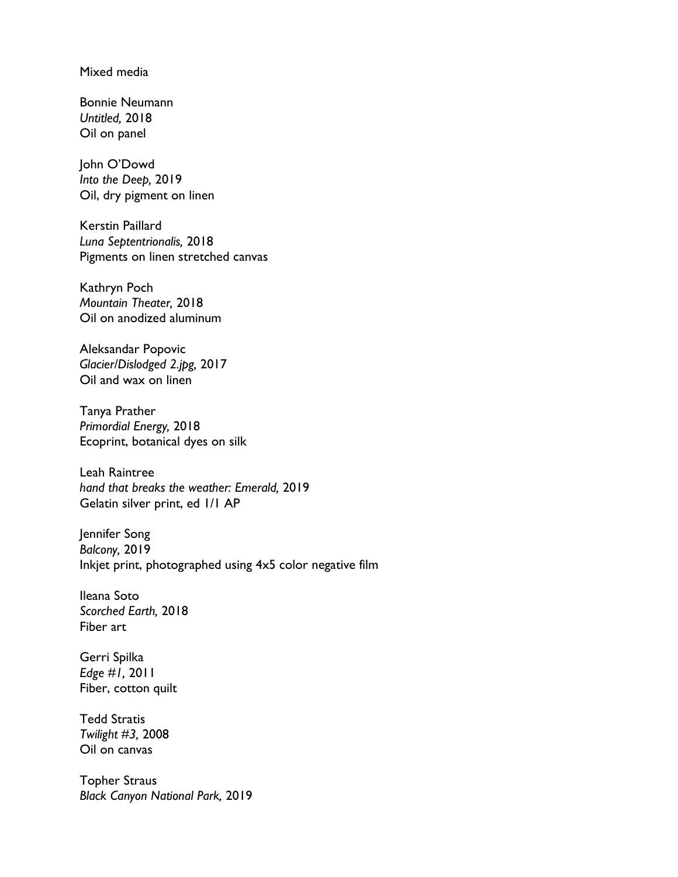Mixed media

Bonnie Neumann
*Untitled,* 2018
Oil on panel

John O'Dowd
*Into the Deep,* 2019
Oil, dry pigment on linen

Kerstin Paillard
*Luna Septentrionalis,* 2018
Pigments on linen stretched canvas

Kathryn Poch
*Mountain Theater,* 2018
Oil on anodized aluminum

Aleksandar Popovic
*Glacier/Dislodged 2.jpg,* 2017
Oil and wax on linen

Tanya Prather
*Primordial Energy,* 2018
Ecoprint, botanical dyes on silk

Leah Raintree
*hand that breaks the weather: Emerald,* 2019
Gelatin silver print, ed 1/1 AP

Jennifer Song
*Balcony,* 2019
Inkjet print, photographed using 4x5 color negative film

Ileana Soto
*Scorched Earth,* 2018
Fiber art

Gerri Spilka
*Edge #1,* 2011
Fiber, cotton quilt

Tedd Stratis
*Twilight #3,* 2008
Oil on canvas

Topher Straus
*Black Canyon National Park,* 2019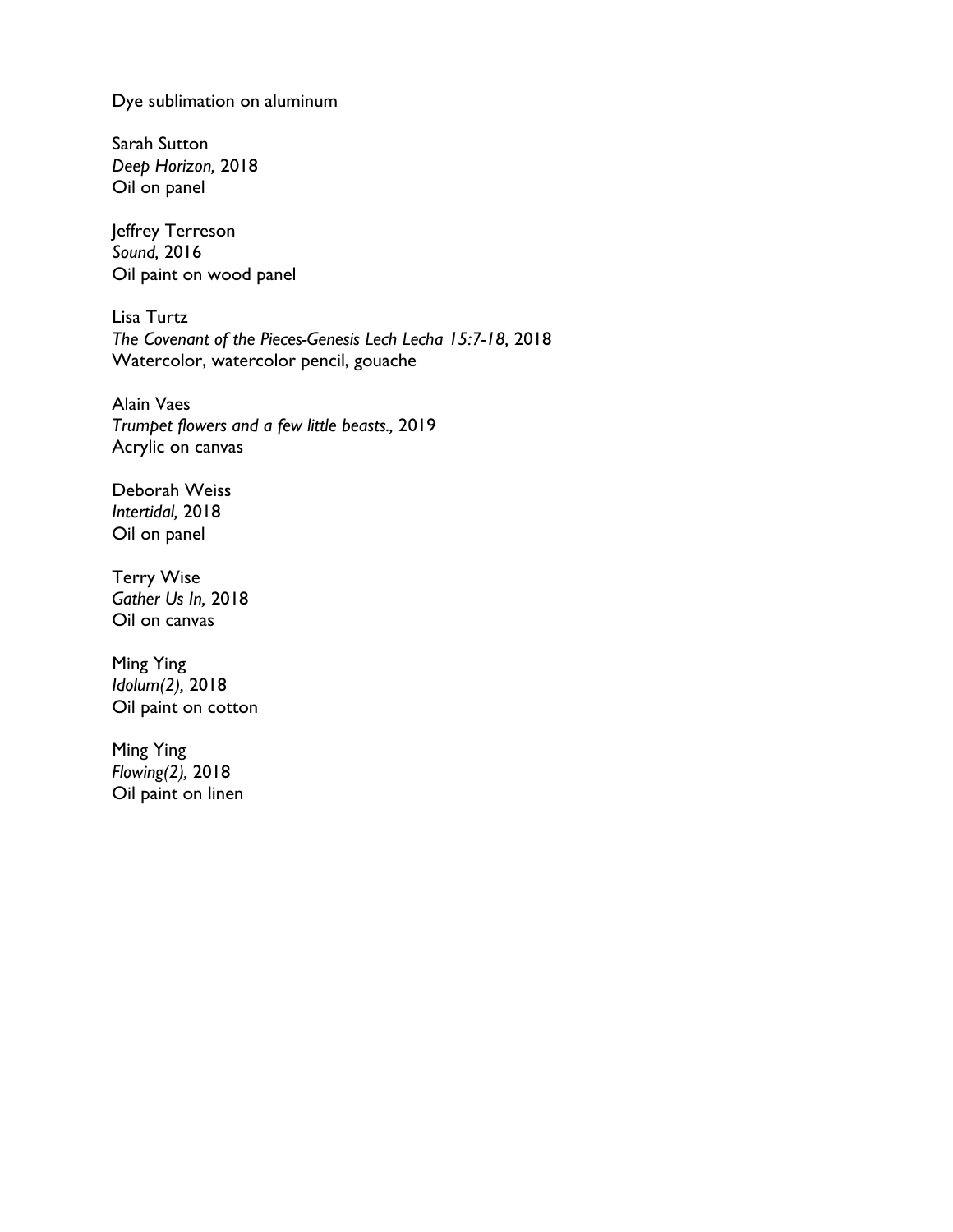Dye sublimation on aluminum

Sarah Sutton
*Deep Horizon,* 2018
Oil on panel

Jeffrey Terreson
*Sound,* 2016
Oil paint on wood panel

Lisa Turtz
*The Covenant of the Pieces-Genesis Lech Lecha 15:7-18,* 2018
Watercolor, watercolor pencil, gouache

Alain Vaes
*Trumpet flowers and a few little beasts.,* 2019
Acrylic on canvas

Deborah Weiss
*Intertidal,* 2018
Oil on panel

Terry Wise
*Gather Us In,* 2018
Oil on canvas

Ming Ying
*Idolum(2),* 2018
Oil paint on cotton

Ming Ying
*Flowing(2),* 2018
Oil paint on linen